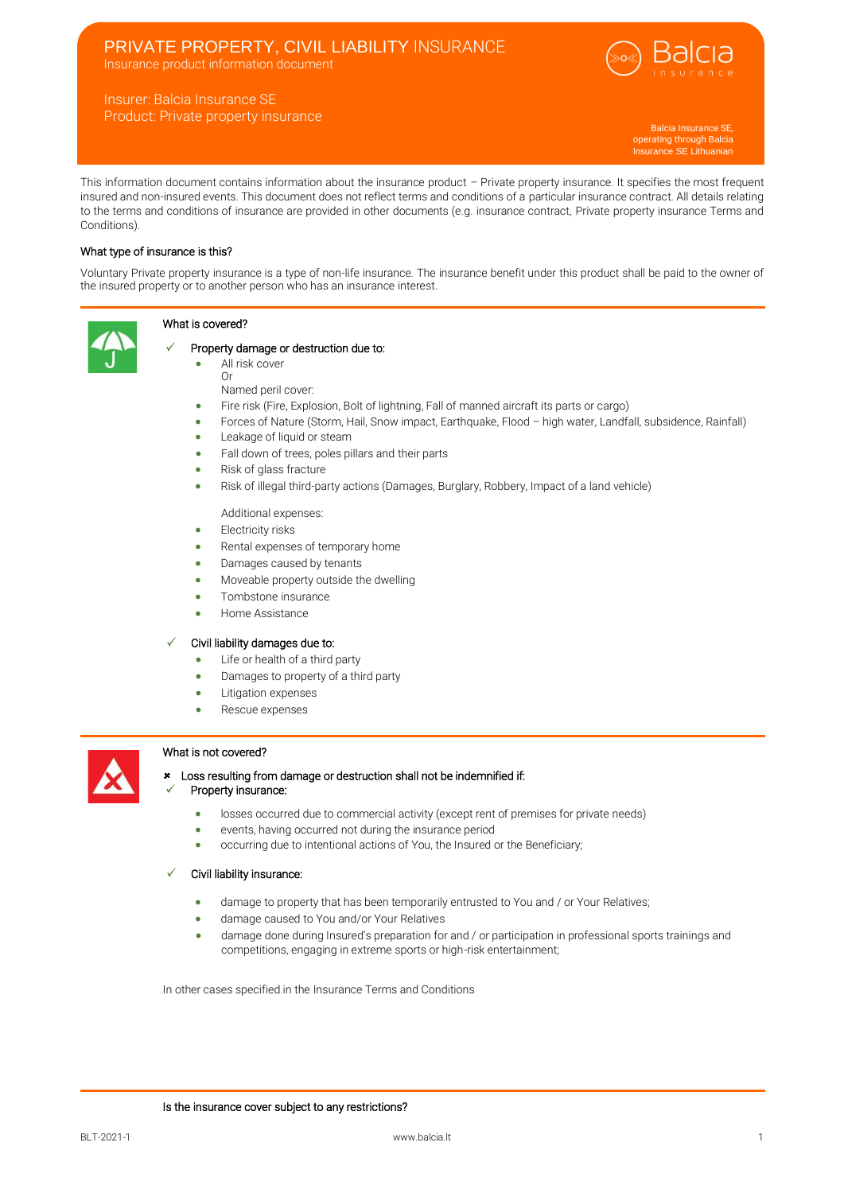# PRIVATE PROPERTY, CIVIL LIABILITY INSURANCE

Insurance product information document

Insurer: Balcia Insurance SE
Product: Private property insurance

Balcia Insurance SE, operating through Balcia Insurance SE Lithuanian

This information document contains information about the insurance product – Private property insurance. It specifies the most frequent insured and non-insured events. This document does not reflect terms and conditions of a particular insurance contract. All details relating to the terms and conditions of insurance are provided in other documents (e.g. insurance contract, Private property insurance Terms and Conditions).

## What type of insurance is this?

Voluntary Private property insurance is a type of non-life insurance. The insurance benefit under this product shall be paid to the owner of the insured property or to another person who has an insurance interest.

## What is covered?

✓ Property damage or destruction due to:

- All risk cover
  Or
  Named peril cover:
- Fire risk (Fire, Explosion, Bolt of lightning, Fall of manned aircraft its parts or cargo)
- Forces of Nature (Storm, Hail, Snow impact, Earthquake, Flood – high water, Landfall, subsidence, Rainfall)
- Leakage of liquid or steam
- Fall down of trees, poles pillars and their parts
- Risk of glass fracture
- Risk of illegal third-party actions (Damages, Burglary, Robbery, Impact of a land vehicle)

Additional expenses:

- Electricity risks
- Rental expenses of temporary home
- Damages caused by tenants
- Moveable property outside the dwelling
- Tombstone insurance
- Home Assistance

✓ Civil liability damages due to:

- Life or health of a third party
- Damages to property of a third party
- Litigation expenses
- Rescue expenses

## What is not covered?

✗ Loss resulting from damage or destruction shall not be indemnified if:

✓ Property insurance:

- losses occurred due to commercial activity (except rent of premises for private needs)
- events, having occurred not during the insurance period
- occurring due to intentional actions of You, the Insured or the Beneficiary;

✓ Civil liability insurance:

- damage to property that has been temporarily entrusted to You and / or Your Relatives;
- damage caused to You and/or Your Relatives
- damage done during Insured's preparation for and / or participation in professional sports trainings and competitions, engaging in extreme sports or high-risk entertainment;

In other cases specified in the Insurance Terms and Conditions

## Is the insurance cover subject to any restrictions?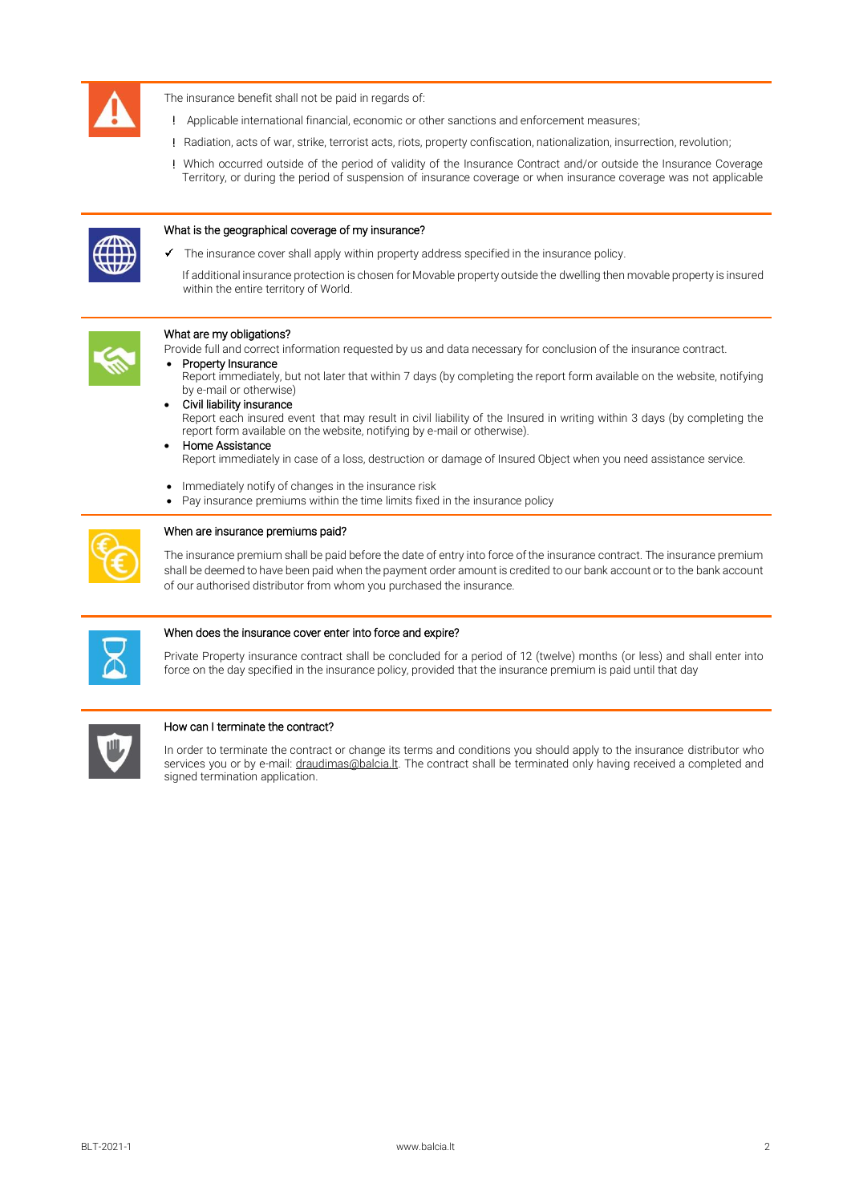The insurance benefit shall not be paid in regards of:

! Applicable international financial, economic or other sanctions and enforcement measures;

! Radiation, acts of war, strike, terrorist acts, riots, property confiscation, nationalization, insurrection, revolution;

! Which occurred outside of the period of validity of the Insurance Contract and/or outside the Insurance Coverage Territory, or during the period of suspension of insurance coverage or when insurance coverage was not applicable

## What is the geographical coverage of my insurance?

✓ The insurance cover shall apply within property address specified in the insurance policy.

If additional insurance protection is chosen for Movable property outside the dwelling then movable property is insured within the entire territory of World.

## What are my obligations?

Provide full and correct information requested by us and data necessary for conclusion of the insurance contract.

- Property Insurance
  Report immediately, but not later that within 7 days (by completing the report form available on the website, notifying by e-mail or otherwise)
- Civil liability insurance
  Report each insured event that may result in civil liability of the Insured in writing within 3 days (by completing the report form available on the website, notifying by e-mail or otherwise).
- Home Assistance
  Report immediately in case of a loss, destruction or damage of Insured Object when you need assistance service.

- Immediately notify of changes in the insurance risk
- Pay insurance premiums within the time limits fixed in the insurance policy

## When are insurance premiums paid?

The insurance premium shall be paid before the date of entry into force of the insurance contract. The insurance premium shall be deemed to have been paid when the payment order amount is credited to our bank account or to the bank account of our authorised distributor from whom you purchased the insurance.

## When does the insurance cover enter into force and expire?

Private Property insurance contract shall be concluded for a period of 12 (twelve) months (or less) and shall enter into force on the day specified in the insurance policy, provided that the insurance premium is paid until that day

## How can I terminate the contract?

In order to terminate the contract or change its terms and conditions you should apply to the insurance distributor who services you or by e-mail: draudimas@balcia.lt. The contract shall be terminated only having received a completed and signed termination application.